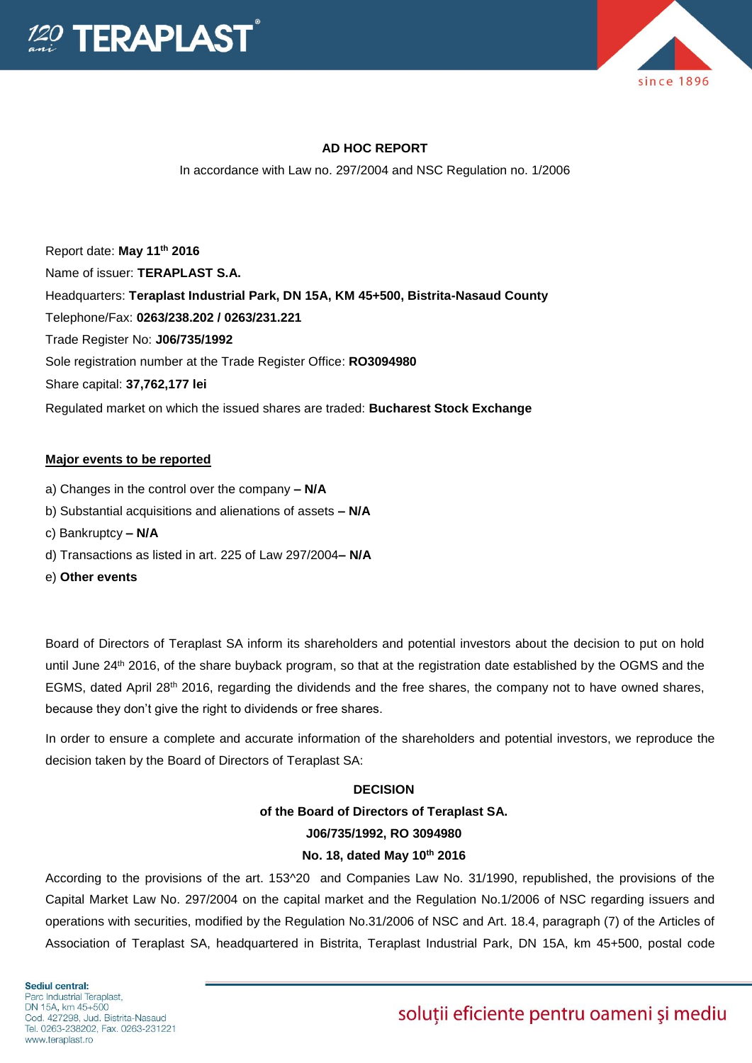## AD HOC REPORT

In accordance with Law no. 297/2004 and NSC Regulation no. 1/2006

Report date: **May 11th 2016**

Name of issuer: **TERAPLAST S.A.**

Headquarters: **Teraplast Industrial Park, DN 15A, KM 45+500, Bistrita-Nasaud County**

Telephone/Fax: **0263/238.202 / 0263/231.221**

Trade Register No: **J06/735/1992**

Sole registration number at the Trade Register Office: **RO3094980**

Share capital: **37,762,177 lei**

Regulated market on which the issued shares are traded: **Bucharest Stock Exchange**

**Major events to be reported**

a) Changes in the control over the company **– N/A**

b) Substantial acquisitions and alienations of assets **– N/A**

c) Bankruptcy **– N/A**

d) Transactions as listed in art. 225 of Law 297/2004**– N/A**

e) **Other events**

Board of Directors of Teraplast SA inform its shareholders and potential investors about the decision to put on hold until June 24th 2016, of the share buyback program, so that at the registration date established by the OGMS and the EGMS, dated April 28th 2016, regarding the dividends and the free shares, the company not to have owned shares, because they don't give the right to dividends or free shares.

In order to ensure a complete and accurate information of the shareholders and potential investors, we reproduce the decision taken by the Board of Directors of Teraplast SA:

**DECISION**

**of the Board of Directors of Teraplast SA.**

**J06/735/1992, RO 3094980**

**No. 18, dated May 10th 2016**

According to the provisions of the art. 153^20 and Companies Law No. 31/1990, republished, the provisions of the Capital Market Law No. 297/2004 on the capital market and the Regulation No.1/2006 of NSC regarding issuers and operations with securities, modified by the Regulation No.31/2006 of NSC and Art. 18.4, paragraph (7) of the Articles of Association of Teraplast SA, headquartered in Bistrita, Teraplast Industrial Park, DN 15A, km 45+500, postal code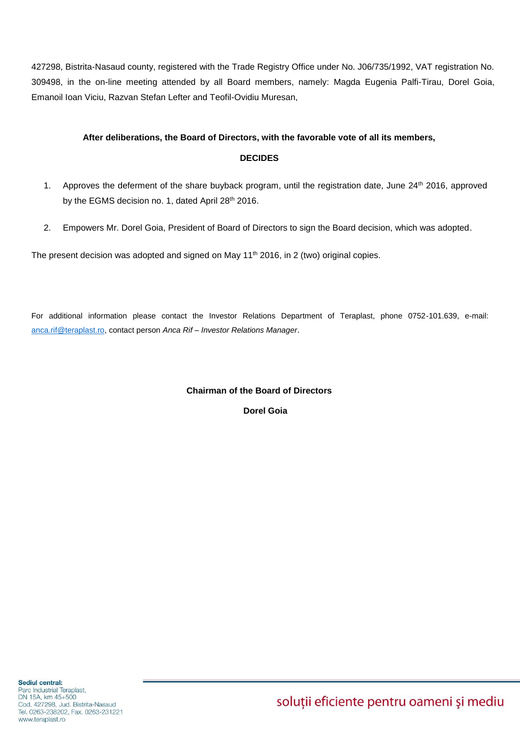427298, Bistrita-Nasaud county, registered with the Trade Registry Office under No. J06/735/1992, VAT registration No. 309498, in the on-line meeting attended by all Board members, namely: Magda Eugenia Palfi-Tirau, Dorel Goia, Emanoil Ioan Viciu, Razvan Stefan Lefter and Teofil-Ovidiu Muresan,

**After deliberations, the Board of Directors, with the favorable vote of all its members,**

**DECIDES**

1. Approves the deferment of the share buyback program, until the registration date, June 24th 2016, approved by the EGMS decision no. 1, dated April 28th 2016.

2. Empowers Mr. Dorel Goia, President of Board of Directors to sign the Board decision, which was adopted.

The present decision was adopted and signed on May 11th 2016, in 2 (two) original copies.

For additional information please contact the Investor Relations Department of Teraplast, phone 0752-101.639, e-mail: anca.rif@teraplast.ro, contact person *Anca Rif – Investor Relations Manager*.

**Chairman of the Board of Directors**

**Dorel Goia**